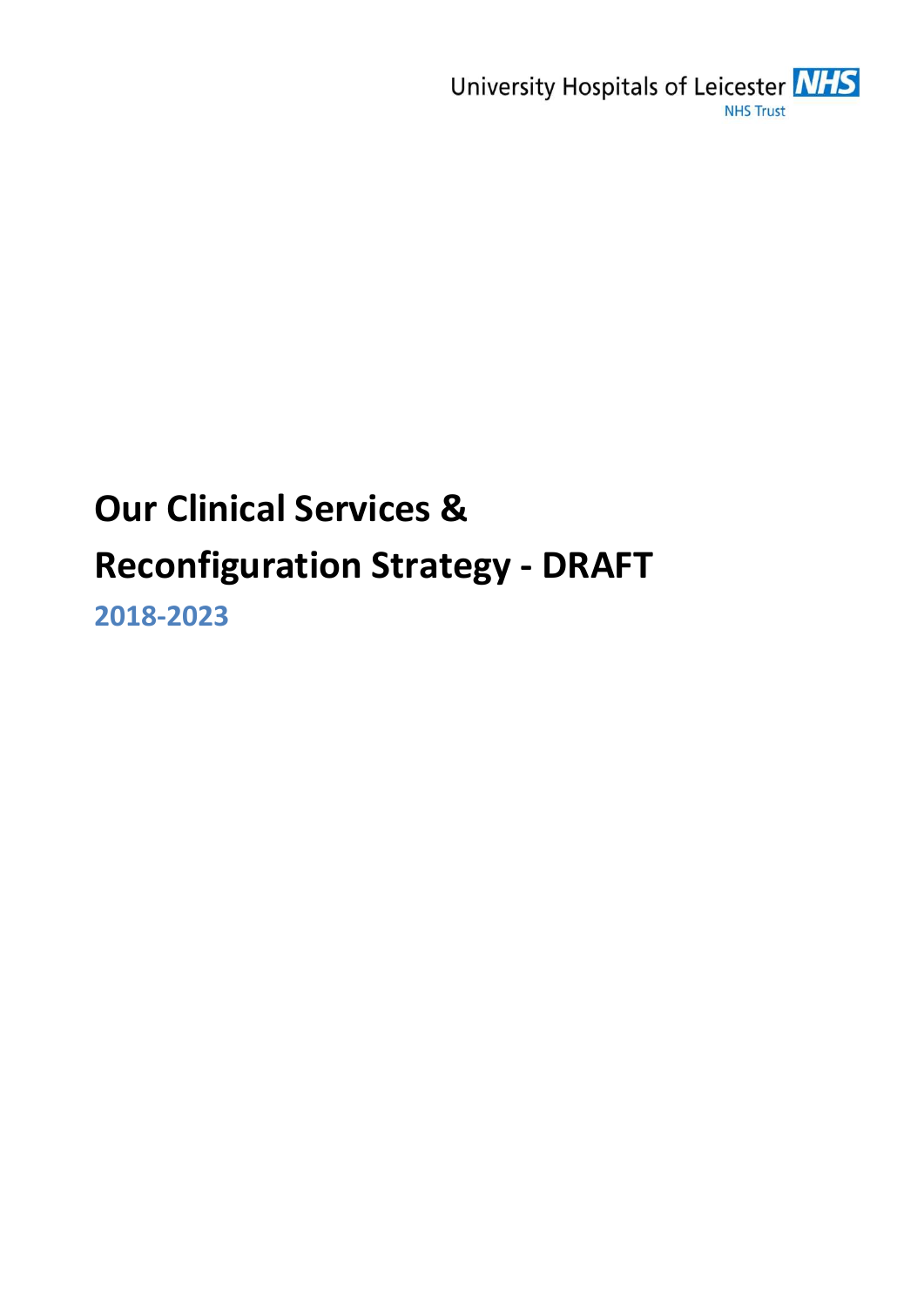University Hospitals of Leicester NHS Trust

# Our Clinical Services & Reconfiguration Strategy - DRAFT

## 2018-2023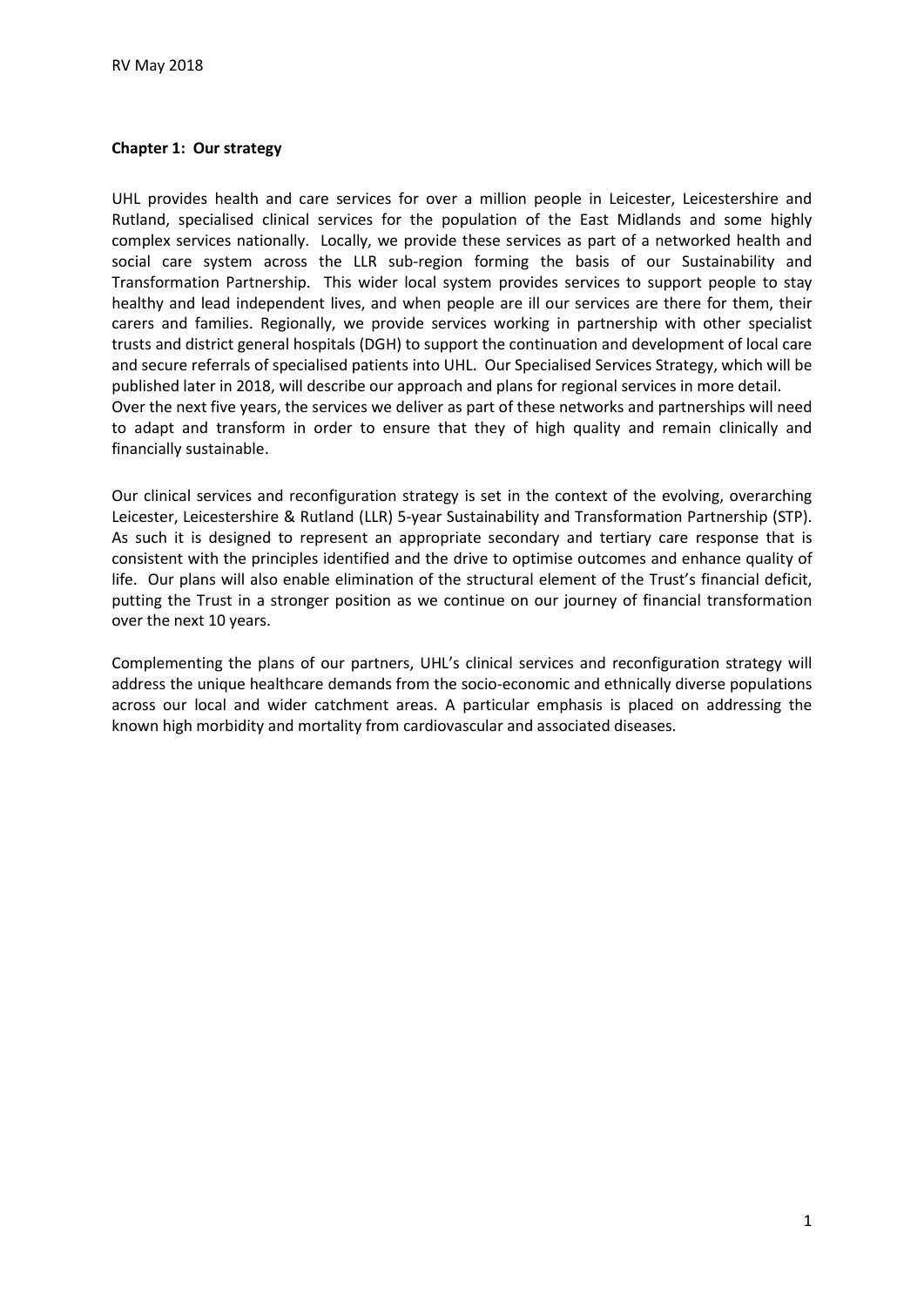**Chapter 1: Our strategy**

UHL provides health and care services for over a million people in Leicester, Leicestershire and Rutland, specialised clinical services for the population of the East Midlands and some highly complex services nationally. Locally, we provide these services as part of a networked health and social care system across the LLR sub-region forming the basis of our Sustainability and Transformation Partnership. This wider local system provides services to support people to stay healthy and lead independent lives, and when people are ill our services are there for them, their carers and families. Regionally, we provide services working in partnership with other specialist trusts and district general hospitals (DGH) to support the continuation and development of local care and secure referrals of specialised patients into UHL. Our Specialised Services Strategy, which will be published later in 2018, will describe our approach and plans for regional services in more detail.
Over the next five years, the services we deliver as part of these networks and partnerships will need to adapt and transform in order to ensure that they of high quality and remain clinically and financially sustainable.

Our clinical services and reconfiguration strategy is set in the context of the evolving, overarching Leicester, Leicestershire & Rutland (LLR) 5-year Sustainability and Transformation Partnership (STP). As such it is designed to represent an appropriate secondary and tertiary care response that is consistent with the principles identified and the drive to optimise outcomes and enhance quality of life. Our plans will also enable elimination of the structural element of the Trust's financial deficit, putting the Trust in a stronger position as we continue on our journey of financial transformation over the next 10 years.

Complementing the plans of our partners, UHL's clinical services and reconfiguration strategy will address the unique healthcare demands from the socio-economic and ethnically diverse populations across our local and wider catchment areas. A particular emphasis is placed on addressing the known high morbidity and mortality from cardiovascular and associated diseases.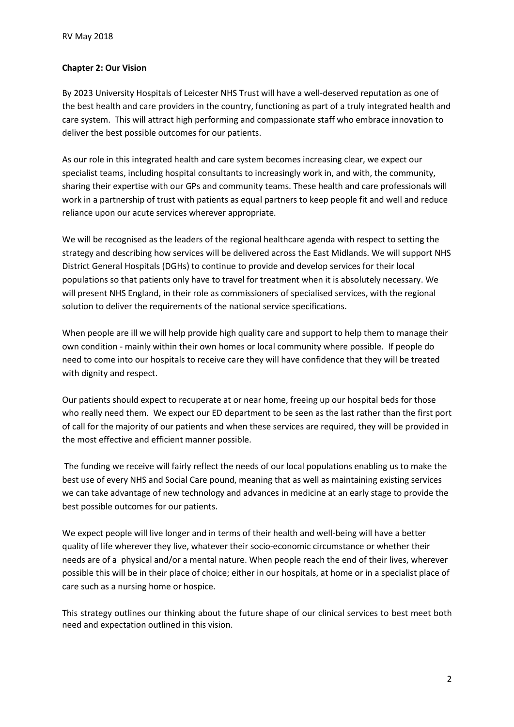## Chapter 2: Our Vision

By 2023 University Hospitals of Leicester NHS Trust will have a well-deserved reputation as one of the best health and care providers in the country, functioning as part of a truly integrated health and care system. This will attract high performing and compassionate staff who embrace innovation to deliver the best possible outcomes for our patients.

As our role in this integrated health and care system becomes increasing clear, we expect our specialist teams, including hospital consultants to increasingly work in, and with, the community, sharing their expertise with our GPs and community teams. These health and care professionals will work in a partnership of trust with patients as equal partners to keep people fit and well and reduce reliance upon our acute services wherever appropriate.

We will be recognised as the leaders of the regional healthcare agenda with respect to setting the strategy and describing how services will be delivered across the East Midlands. We will support NHS District General Hospitals (DGHs) to continue to provide and develop services for their local populations so that patients only have to travel for treatment when it is absolutely necessary. We will present NHS England, in their role as commissioners of specialised services, with the regional solution to deliver the requirements of the national service specifications.

When people are ill we will help provide high quality care and support to help them to manage their own condition - mainly within their own homes or local community where possible. If people do need to come into our hospitals to receive care they will have confidence that they will be treated with dignity and respect.

Our patients should expect to recuperate at or near home, freeing up our hospital beds for those who really need them. We expect our ED department to be seen as the last rather than the first port of call for the majority of our patients and when these services are required, they will be provided in the most effective and efficient manner possible.

The funding we receive will fairly reflect the needs of our local populations enabling us to make the best use of every NHS and Social Care pound, meaning that as well as maintaining existing services we can take advantage of new technology and advances in medicine at an early stage to provide the best possible outcomes for our patients.

We expect people will live longer and in terms of their health and well-being will have a better quality of life wherever they live, whatever their socio-economic circumstance or whether their needs are of a physical and/or a mental nature. When people reach the end of their lives, wherever possible this will be in their place of choice; either in our hospitals, at home or in a specialist place of care such as a nursing home or hospice.

This strategy outlines our thinking about the future shape of our clinical services to best meet both need and expectation outlined in this vision.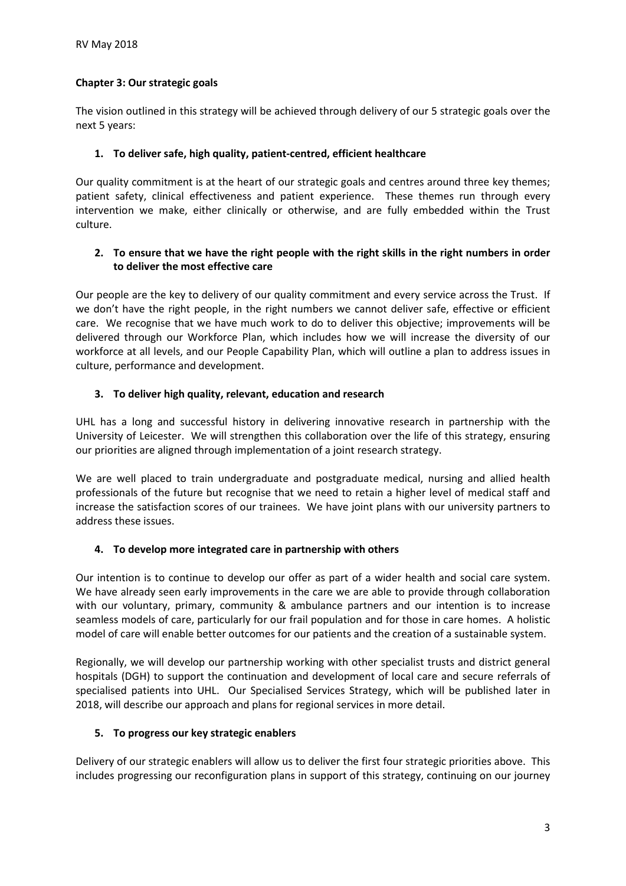**Chapter 3: Our strategic goals**

The vision outlined in this strategy will be achieved through delivery of our 5 strategic goals over the next 5 years:

1. **To deliver safe, high quality, patient-centred, efficient healthcare**

Our quality commitment is at the heart of our strategic goals and centres around three key themes; patient safety, clinical effectiveness and patient experience. These themes run through every intervention we make, either clinically or otherwise, and are fully embedded within the Trust culture.

2. **To ensure that we have the right people with the right skills in the right numbers in order to deliver the most effective care**

Our people are the key to delivery of our quality commitment and every service across the Trust. If we don't have the right people, in the right numbers we cannot deliver safe, effective or efficient care. We recognise that we have much work to do to deliver this objective; improvements will be delivered through our Workforce Plan, which includes how we will increase the diversity of our workforce at all levels, and our People Capability Plan, which will outline a plan to address issues in culture, performance and development.

3. **To deliver high quality, relevant, education and research**

UHL has a long and successful history in delivering innovative research in partnership with the University of Leicester. We will strengthen this collaboration over the life of this strategy, ensuring our priorities are aligned through implementation of a joint research strategy.

We are well placed to train undergraduate and postgraduate medical, nursing and allied health professionals of the future but recognise that we need to retain a higher level of medical staff and increase the satisfaction scores of our trainees. We have joint plans with our university partners to address these issues.

4. **To develop more integrated care in partnership with others**

Our intention is to continue to develop our offer as part of a wider health and social care system. We have already seen early improvements in the care we are able to provide through collaboration with our voluntary, primary, community & ambulance partners and our intention is to increase seamless models of care, particularly for our frail population and for those in care homes. A holistic model of care will enable better outcomes for our patients and the creation of a sustainable system.

Regionally, we will develop our partnership working with other specialist trusts and district general hospitals (DGH) to support the continuation and development of local care and secure referrals of specialised patients into UHL. Our Specialised Services Strategy, which will be published later in 2018, will describe our approach and plans for regional services in more detail.

5. **To progress our key strategic enablers**

Delivery of our strategic enablers will allow us to deliver the first four strategic priorities above. This includes progressing our reconfiguration plans in support of this strategy, continuing on our journey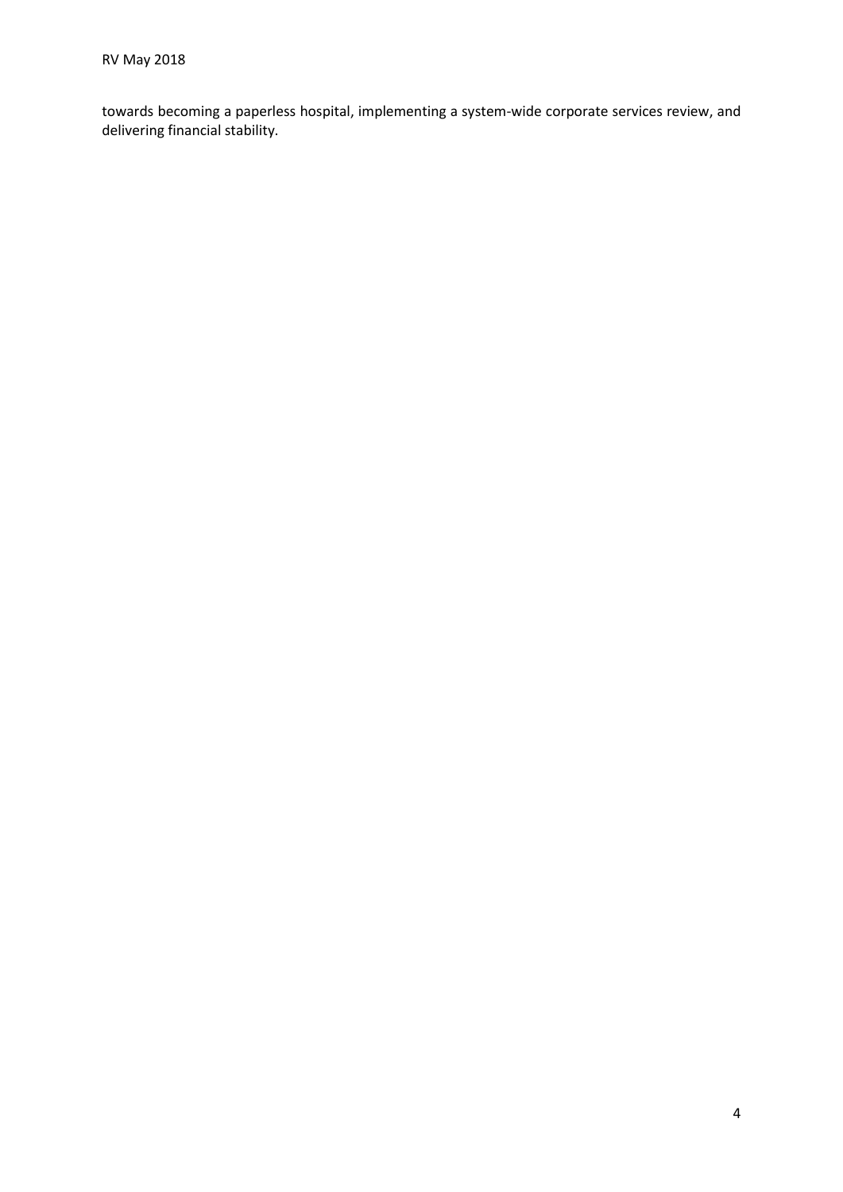towards becoming a paperless hospital, implementing a system-wide corporate services review, and delivering financial stability.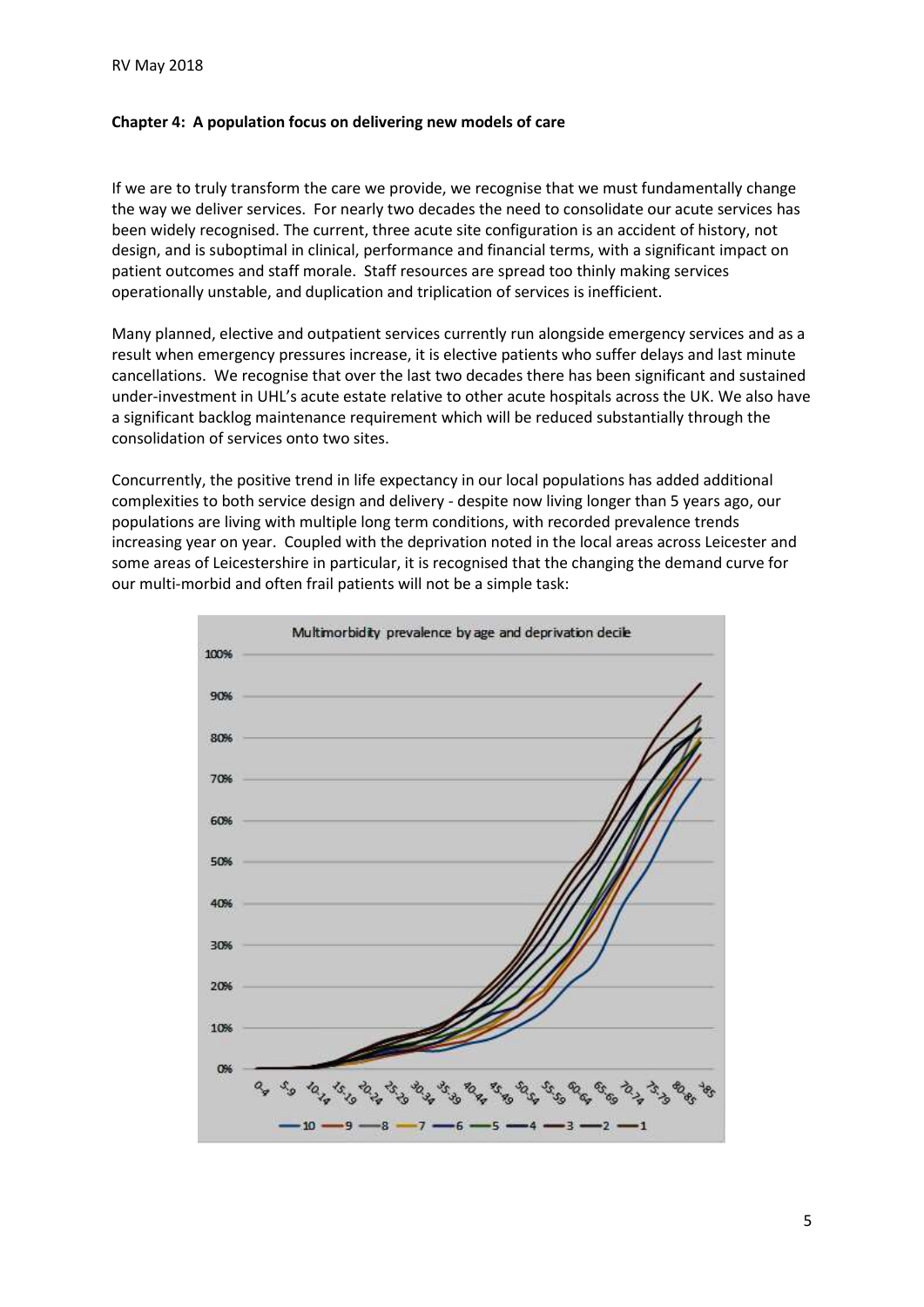## Chapter 4: A population focus on delivering new models of care

If we are to truly transform the care we provide, we recognise that we must fundamentally change the way we deliver services. For nearly two decades the need to consolidate our acute services has been widely recognised. The current, three acute site configuration is an accident of history, not design, and is suboptimal in clinical, performance and financial terms, with a significant impact on patient outcomes and staff morale. Staff resources are spread too thinly making services operationally unstable, and duplication and triplication of services is inefficient.

Many planned, elective and outpatient services currently run alongside emergency services and as a result when emergency pressures increase, it is elective patients who suffer delays and last minute cancellations. We recognise that over the last two decades there has been significant and sustained under-investment in UHL's acute estate relative to other acute hospitals across the UK. We also have a significant backlog maintenance requirement which will be reduced substantially through the consolidation of services onto two sites.

Concurrently, the positive trend in life expectancy in our local populations has added additional complexities to both service design and delivery - despite now living longer than 5 years ago, our populations are living with multiple long term conditions, with recorded prevalence trends increasing year on year. Coupled with the deprivation noted in the local areas across Leicester and some areas of Leicestershire in particular, it is recognised that the changing the demand curve for our multi-morbid and often frail patients will not be a simple task:

Multimorbidity prevalence by age and deprivation decile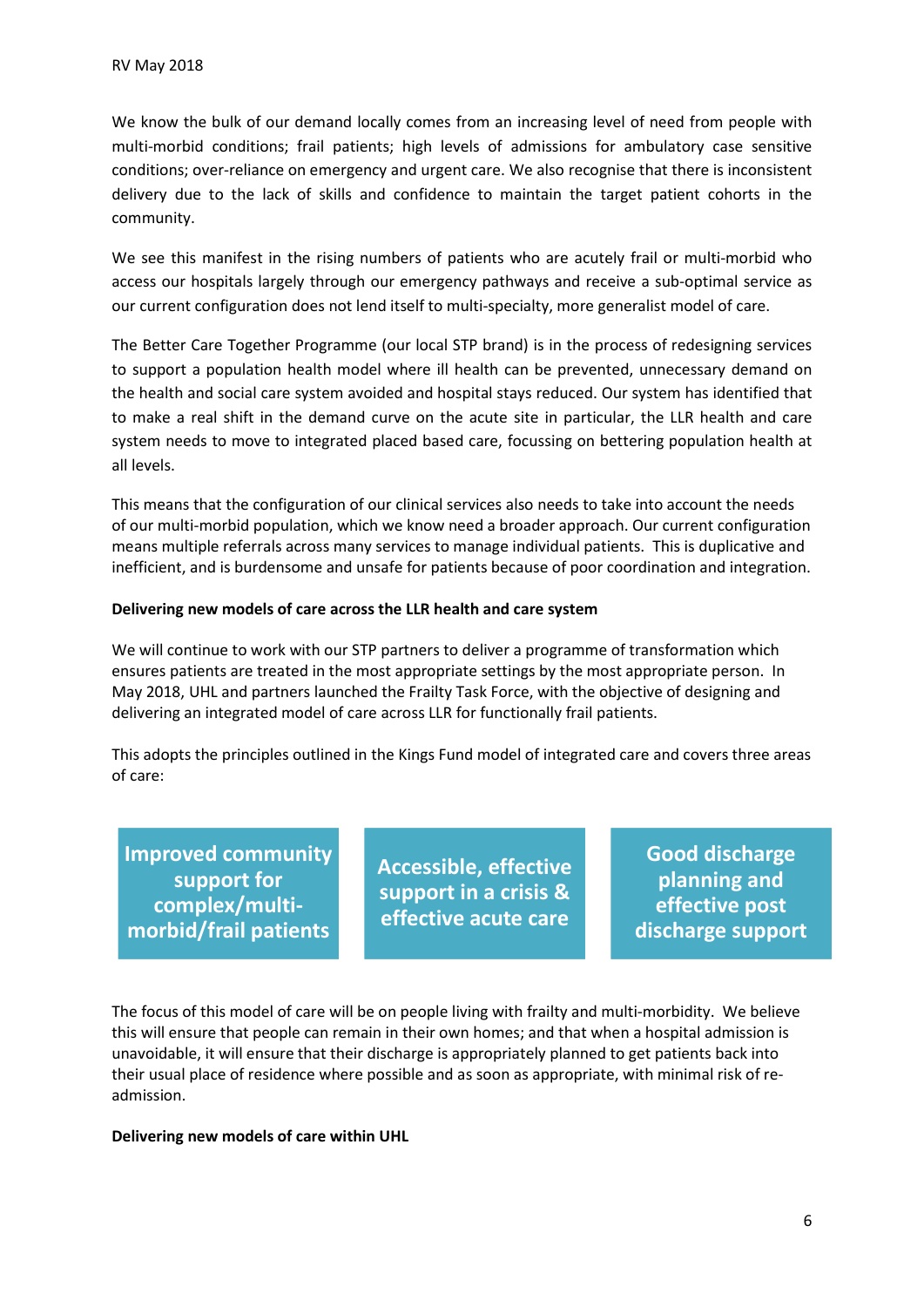We know the bulk of our demand locally comes from an increasing level of need from people with multi-morbid conditions; frail patients; high levels of admissions for ambulatory case sensitive conditions; over-reliance on emergency and urgent care. We also recognise that there is inconsistent delivery due to the lack of skills and confidence to maintain the target patient cohorts in the community.

We see this manifest in the rising numbers of patients who are acutely frail or multi-morbid who access our hospitals largely through our emergency pathways and receive a sub-optimal service as our current configuration does not lend itself to multi-specialty, more generalist model of care.

The Better Care Together Programme (our local STP brand) is in the process of redesigning services to support a population health model where ill health can be prevented, unnecessary demand on the health and social care system avoided and hospital stays reduced. Our system has identified that to make a real shift in the demand curve on the acute site in particular, the LLR health and care system needs to move to integrated placed based care, focussing on bettering population health at all levels.

This means that the configuration of our clinical services also needs to take into account the needs of our multi-morbid population, which we know need a broader approach. Our current configuration means multiple referrals across many services to manage individual patients. This is duplicative and inefficient, and is burdensome and unsafe for patients because of poor coordination and integration.

**Delivering new models of care across the LLR health and care system**

We will continue to work with our STP partners to deliver a programme of transformation which ensures patients are treated in the most appropriate settings by the most appropriate person. In May 2018, UHL and partners launched the Frailty Task Force, with the objective of designing and delivering an integrated model of care across LLR for functionally frail patients.

This adopts the principles outlined in the Kings Fund model of integrated care and covers three areas of care:

- **Improved community support for complex/multi-morbid/frail patients**
- **Accessible, effective support in a crisis & effective acute care**
- **Good discharge planning and effective post discharge support**

The focus of this model of care will be on people living with frailty and multi-morbidity. We believe this will ensure that people can remain in their own homes; and that when a hospital admission is unavoidable, it will ensure that their discharge is appropriately planned to get patients back into their usual place of residence where possible and as soon as appropriate, with minimal risk of re-admission.

**Delivering new models of care within UHL**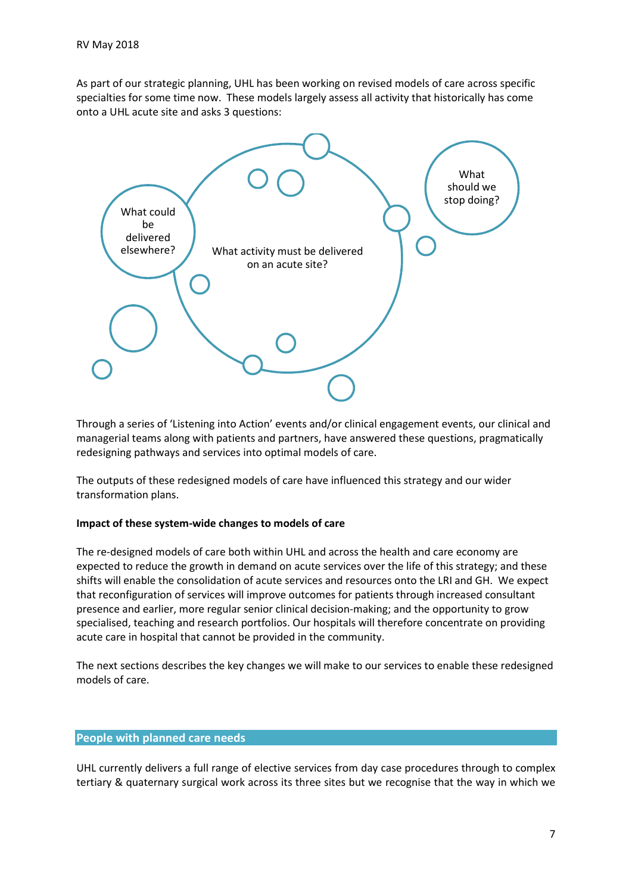As part of our strategic planning, UHL has been working on revised models of care across specific specialties for some time now. These models largely assess all activity that historically has come onto a UHL acute site and asks 3 questions:

What could be delivered elsewhere?

What activity must be delivered on an acute site?

What should we stop doing?

Through a series of 'Listening into Action' events and/or clinical engagement events, our clinical and managerial teams along with patients and partners, have answered these questions, pragmatically redesigning pathways and services into optimal models of care.

The outputs of these redesigned models of care have influenced this strategy and our wider transformation plans.

**Impact of these system-wide changes to models of care**

The re-designed models of care both within UHL and across the health and care economy are expected to reduce the growth in demand on acute services over the life of this strategy; and these shifts will enable the consolidation of acute services and resources onto the LRI and GH. We expect that reconfiguration of services will improve outcomes for patients through increased consultant presence and earlier, more regular senior clinical decision-making; and the opportunity to grow specialised, teaching and research portfolios. Our hospitals will therefore concentrate on providing acute care in hospital that cannot be provided in the community.

The next sections describes the key changes we will make to our services to enable these redesigned models of care.

## People with planned care needs

UHL currently delivers a full range of elective services from day case procedures through to complex tertiary & quaternary surgical work across its three sites but we recognise that the way in which we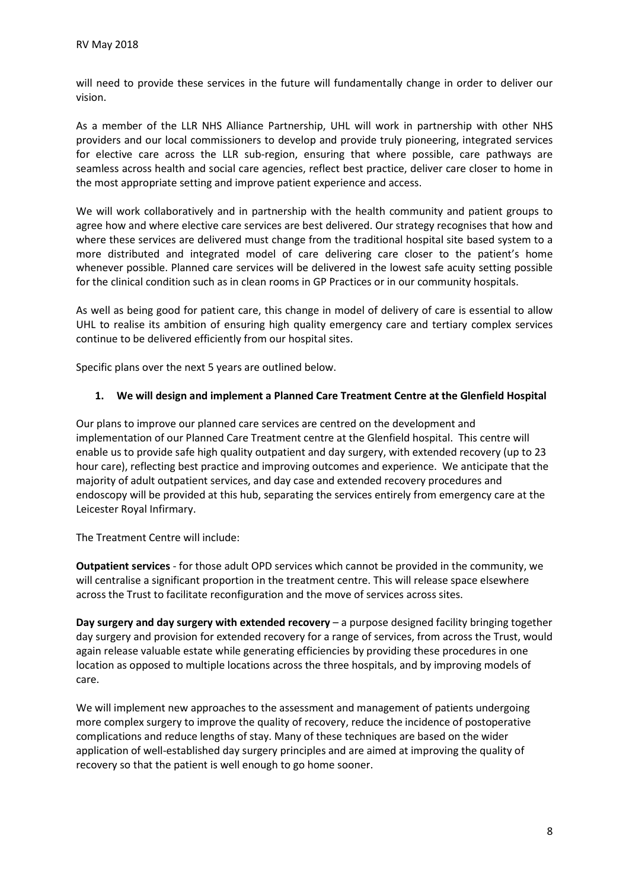will need to provide these services in the future will fundamentally change in order to deliver our vision.

As a member of the LLR NHS Alliance Partnership, UHL will work in partnership with other NHS providers and our local commissioners to develop and provide truly pioneering, integrated services for elective care across the LLR sub-region, ensuring that where possible, care pathways are seamless across health and social care agencies, reflect best practice, deliver care closer to home in the most appropriate setting and improve patient experience and access.

We will work collaboratively and in partnership with the health community and patient groups to agree how and where elective care services are best delivered. Our strategy recognises that how and where these services are delivered must change from the traditional hospital site based system to a more distributed and integrated model of care delivering care closer to the patient's home whenever possible. Planned care services will be delivered in the lowest safe acuity setting possible for the clinical condition such as in clean rooms in GP Practices or in our community hospitals.

As well as being good for patient care, this change in model of delivery of care is essential to allow UHL to realise its ambition of ensuring high quality emergency care and tertiary complex services continue to be delivered efficiently from our hospital sites.

Specific plans over the next 5 years are outlined below.

1. **We will design and implement a Planned Care Treatment Centre at the Glenfield Hospital**

Our plans to improve our planned care services are centred on the development and implementation of our Planned Care Treatment centre at the Glenfield hospital. This centre will enable us to provide safe high quality outpatient and day surgery, with extended recovery (up to 23 hour care), reflecting best practice and improving outcomes and experience. We anticipate that the majority of adult outpatient services, and day case and extended recovery procedures and endoscopy will be provided at this hub, separating the services entirely from emergency care at the Leicester Royal Infirmary.

The Treatment Centre will include:

**Outpatient services** - for those adult OPD services which cannot be provided in the community, we will centralise a significant proportion in the treatment centre. This will release space elsewhere across the Trust to facilitate reconfiguration and the move of services across sites.

**Day surgery and day surgery with extended recovery** – a purpose designed facility bringing together day surgery and provision for extended recovery for a range of services, from across the Trust, would again release valuable estate while generating efficiencies by providing these procedures in one location as opposed to multiple locations across the three hospitals, and by improving models of care.

We will implement new approaches to the assessment and management of patients undergoing more complex surgery to improve the quality of recovery, reduce the incidence of postoperative complications and reduce lengths of stay. Many of these techniques are based on the wider application of well-established day surgery principles and are aimed at improving the quality of recovery so that the patient is well enough to go home sooner.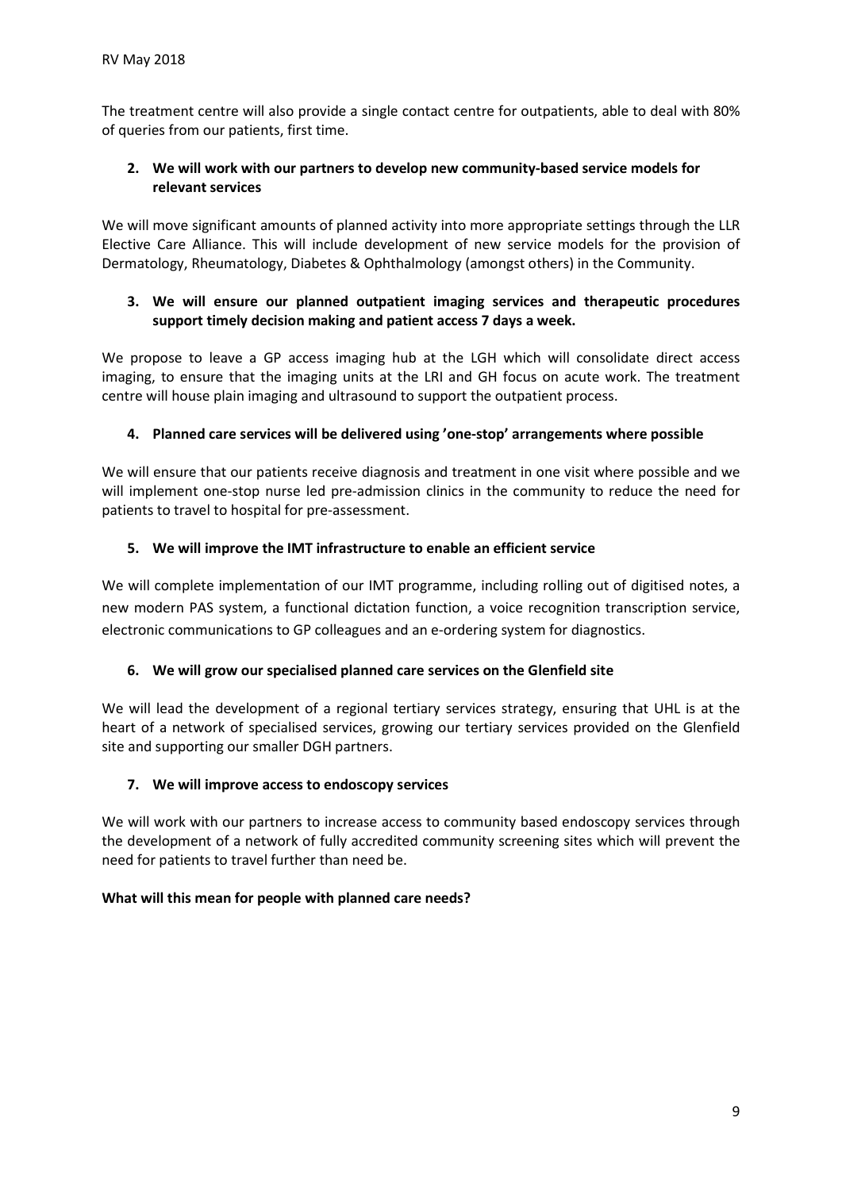The treatment centre will also provide a single contact centre for outpatients, able to deal with 80% of queries from our patients, first time.

**2. We will work with our partners to develop new community-based service models for relevant services**

We will move significant amounts of planned activity into more appropriate settings through the LLR Elective Care Alliance. This will include development of new service models for the provision of Dermatology, Rheumatology, Diabetes & Ophthalmology (amongst others) in the Community.

**3. We will ensure our planned outpatient imaging services and therapeutic procedures support timely decision making and patient access 7 days a week.**

We propose to leave a GP access imaging hub at the LGH which will consolidate direct access imaging, to ensure that the imaging units at the LRI and GH focus on acute work. The treatment centre will house plain imaging and ultrasound to support the outpatient process.

**4. Planned care services will be delivered using 'one-stop' arrangements where possible**

We will ensure that our patients receive diagnosis and treatment in one visit where possible and we will implement one-stop nurse led pre-admission clinics in the community to reduce the need for patients to travel to hospital for pre-assessment.

**5. We will improve the IMT infrastructure to enable an efficient service**

We will complete implementation of our IMT programme, including rolling out of digitised notes, a new modern PAS system, a functional dictation function, a voice recognition transcription service, electronic communications to GP colleagues and an e-ordering system for diagnostics.

**6. We will grow our specialised planned care services on the Glenfield site**

We will lead the development of a regional tertiary services strategy, ensuring that UHL is at the heart of a network of specialised services, growing our tertiary services provided on the Glenfield site and supporting our smaller DGH partners.

**7. We will improve access to endoscopy services**

We will work with our partners to increase access to community based endoscopy services through the development of a network of fully accredited community screening sites which will prevent the need for patients to travel further than need be.

**What will this mean for people with planned care needs?**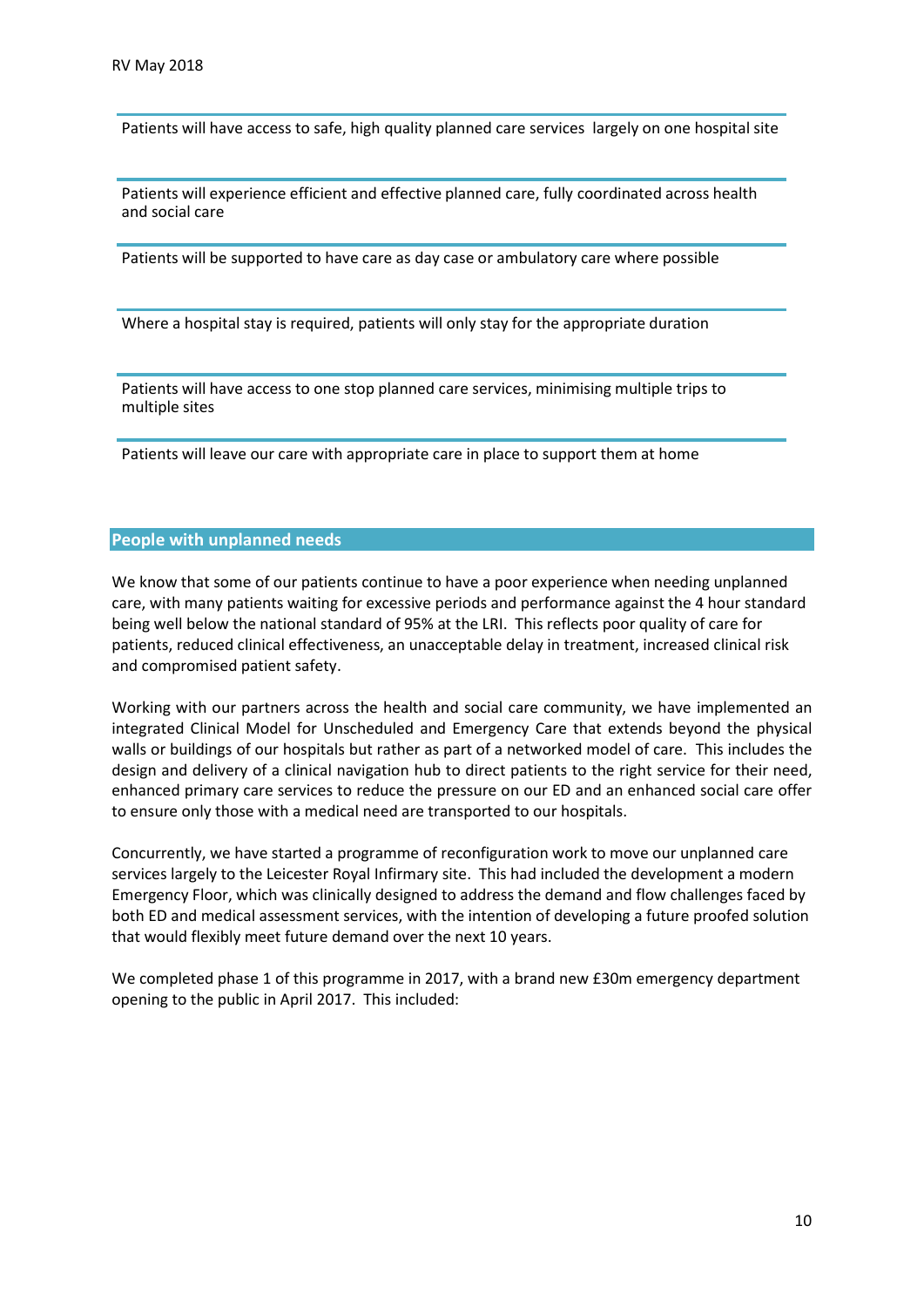Patients will have access to safe, high quality planned care services largely on one hospital site

Patients will experience efficient and effective planned care, fully coordinated across health and social care

Patients will be supported to have care as day case or ambulatory care where possible

Where a hospital stay is required, patients will only stay for the appropriate duration

Patients will have access to one stop planned care services, minimising multiple trips to multiple sites

Patients will leave our care with appropriate care in place to support them at home

## People with unplanned needs

We know that some of our patients continue to have a poor experience when needing unplanned care, with many patients waiting for excessive periods and performance against the 4 hour standard being well below the national standard of 95% at the LRI. This reflects poor quality of care for patients, reduced clinical effectiveness, an unacceptable delay in treatment, increased clinical risk and compromised patient safety.

Working with our partners across the health and social care community, we have implemented an integrated Clinical Model for Unscheduled and Emergency Care that extends beyond the physical walls or buildings of our hospitals but rather as part of a networked model of care. This includes the design and delivery of a clinical navigation hub to direct patients to the right service for their need, enhanced primary care services to reduce the pressure on our ED and an enhanced social care offer to ensure only those with a medical need are transported to our hospitals.

Concurrently, we have started a programme of reconfiguration work to move our unplanned care services largely to the Leicester Royal Infirmary site. This had included the development a modern Emergency Floor, which was clinically designed to address the demand and flow challenges faced by both ED and medical assessment services, with the intention of developing a future proofed solution that would flexibly meet future demand over the next 10 years.

We completed phase 1 of this programme in 2017, with a brand new £30m emergency department opening to the public in April 2017. This included: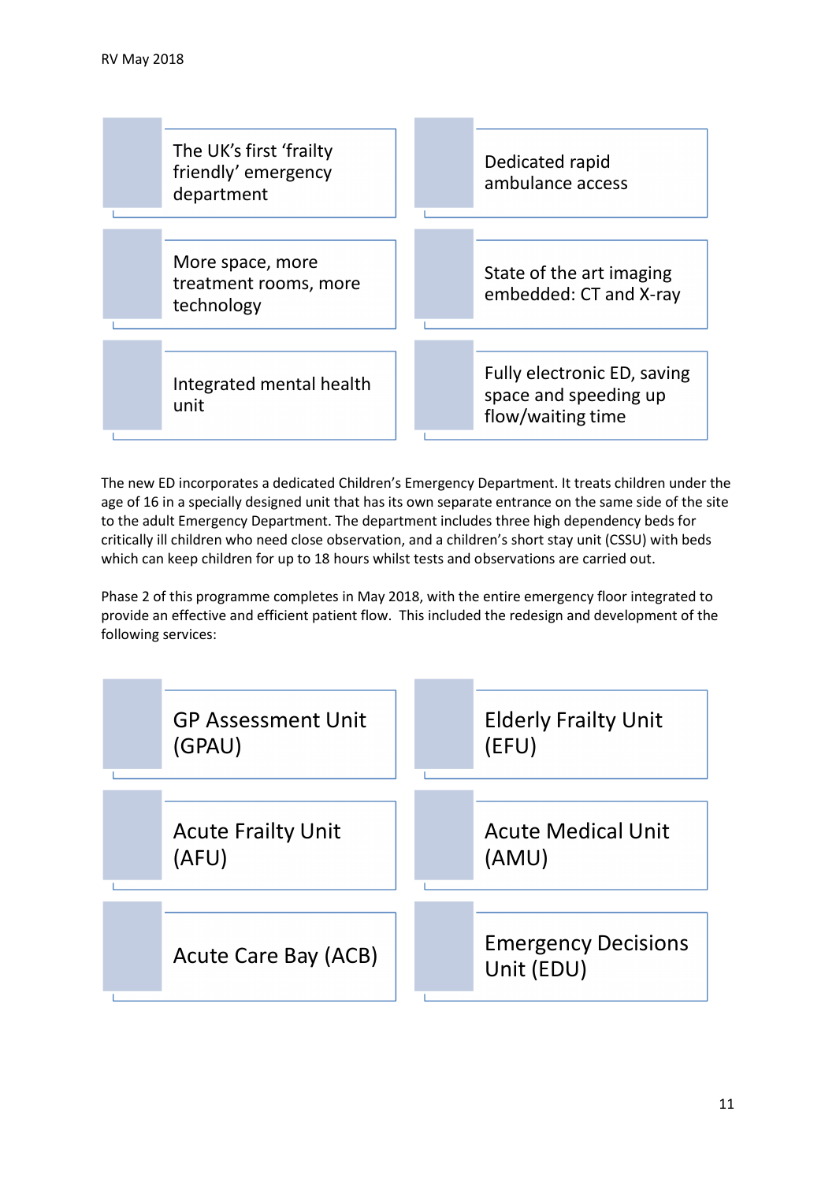RV May 2018

- The UK's first 'frailty friendly' emergency department
- Dedicated rapid ambulance access
- More space, more treatment rooms, more technology
- State of the art imaging embedded: CT and X-ray
- Integrated mental health unit
- Fully electronic ED, saving space and speeding up flow/waiting time

The new ED incorporates a dedicated Children's Emergency Department. It treats children under the age of 16 in a specially designed unit that has its own separate entrance on the same side of the site to the adult Emergency Department. The department includes three high dependency beds for critically ill children who need close observation, and a children's short stay unit (CSSU) with beds which can keep children for up to 18 hours whilst tests and observations are carried out.

Phase 2 of this programme completes in May 2018, with the entire emergency floor integrated to provide an effective and efficient patient flow. This included the redesign and development of the following services:

- GP Assessment Unit (GPAU)
- Elderly Frailty Unit (EFU)
- Acute Frailty Unit (AFU)
- Acute Medical Unit (AMU)
- Acute Care Bay (ACB)
- Emergency Decisions Unit (EDU)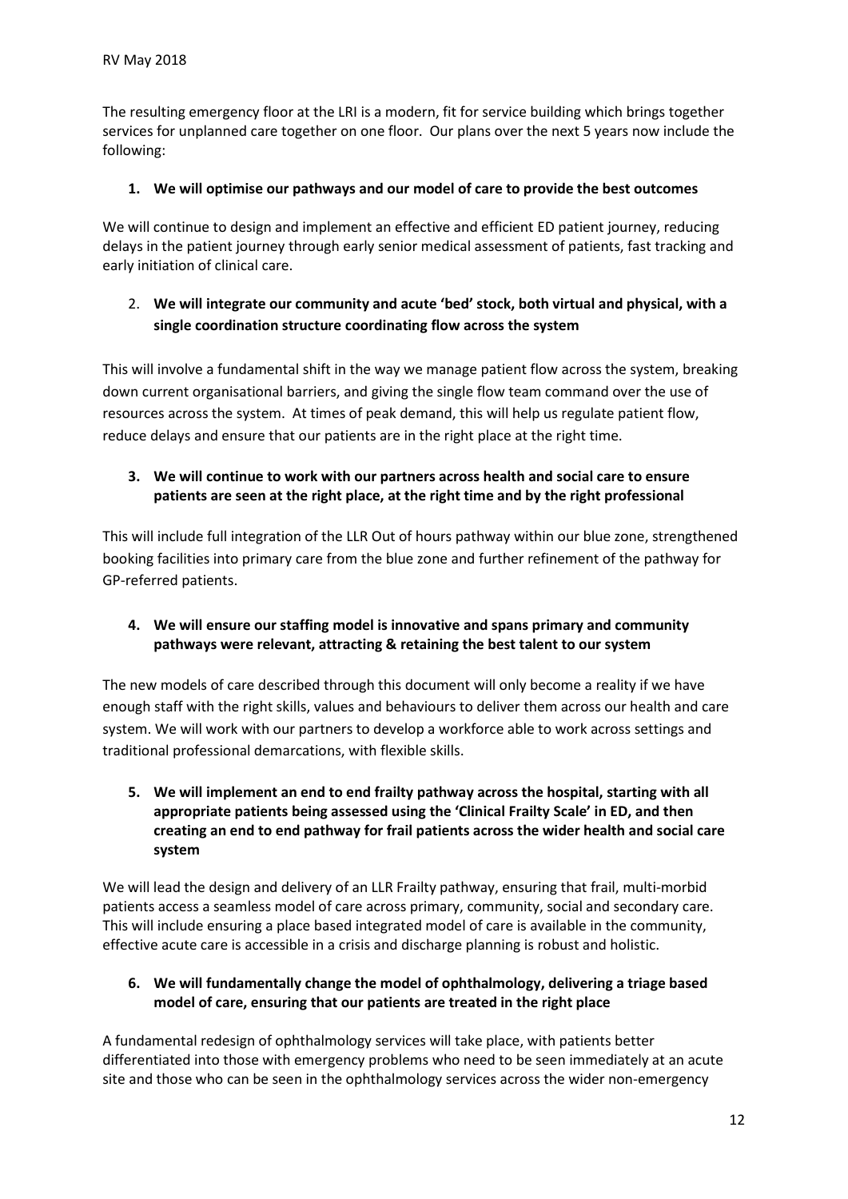The resulting emergency floor at the LRI is a modern, fit for service building which brings together services for unplanned care together on one floor. Our plans over the next 5 years now include the following:

1. **We will optimise our pathways and our model of care to provide the best outcomes**

We will continue to design and implement an effective and efficient ED patient journey, reducing delays in the patient journey through early senior medical assessment of patients, fast tracking and early initiation of clinical care.

2. **We will integrate our community and acute 'bed' stock, both virtual and physical, with a single coordination structure coordinating flow across the system**

This will involve a fundamental shift in the way we manage patient flow across the system, breaking down current organisational barriers, and giving the single flow team command over the use of resources across the system. At times of peak demand, this will help us regulate patient flow, reduce delays and ensure that our patients are in the right place at the right time.

3. **We will continue to work with our partners across health and social care to ensure patients are seen at the right place, at the right time and by the right professional**

This will include full integration of the LLR Out of hours pathway within our blue zone, strengthened booking facilities into primary care from the blue zone and further refinement of the pathway for GP-referred patients.

4. **We will ensure our staffing model is innovative and spans primary and community pathways were relevant, attracting & retaining the best talent to our system**

The new models of care described through this document will only become a reality if we have enough staff with the right skills, values and behaviours to deliver them across our health and care system. We will work with our partners to develop a workforce able to work across settings and traditional professional demarcations, with flexible skills.

5. **We will implement an end to end frailty pathway across the hospital, starting with all appropriate patients being assessed using the 'Clinical Frailty Scale' in ED, and then creating an end to end pathway for frail patients across the wider health and social care system**

We will lead the design and delivery of an LLR Frailty pathway, ensuring that frail, multi-morbid patients access a seamless model of care across primary, community, social and secondary care. This will include ensuring a place based integrated model of care is available in the community, effective acute care is accessible in a crisis and discharge planning is robust and holistic.

6. **We will fundamentally change the model of ophthalmology, delivering a triage based model of care, ensuring that our patients are treated in the right place**

A fundamental redesign of ophthalmology services will take place, with patients better differentiated into those with emergency problems who need to be seen immediately at an acute site and those who can be seen in the ophthalmology services across the wider non-emergency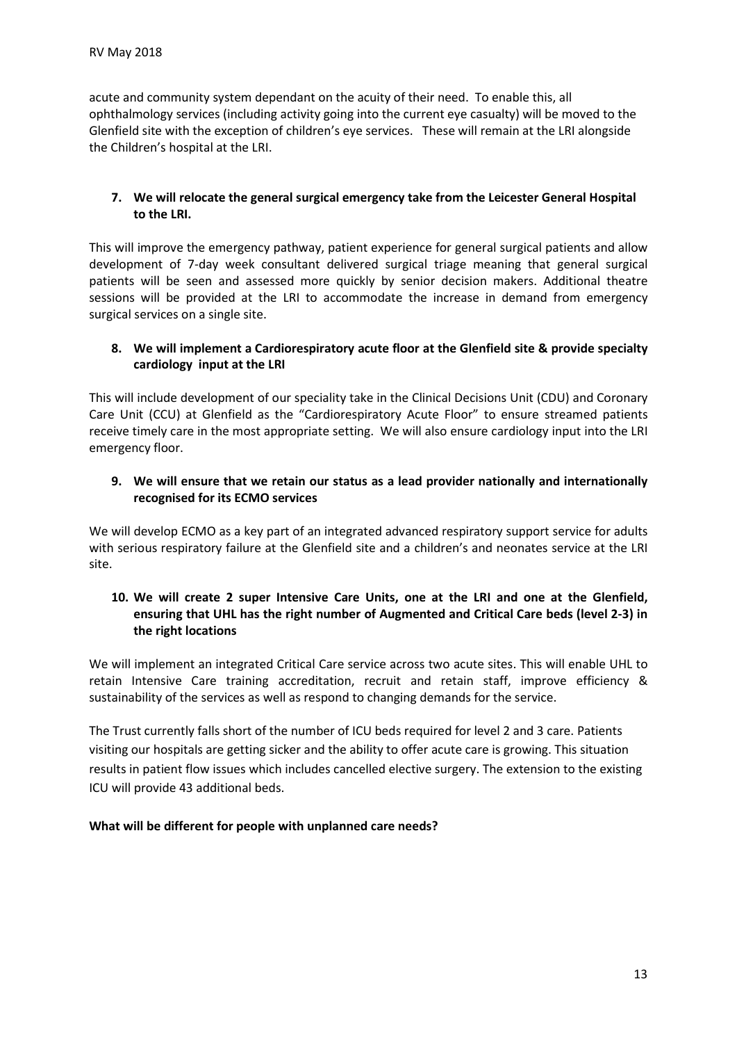acute and community system dependant on the acuity of their need. To enable this, all ophthalmology services (including activity going into the current eye casualty) will be moved to the Glenfield site with the exception of children's eye services. These will remain at the LRI alongside the Children's hospital at the LRI.

7. **We will relocate the general surgical emergency take from the Leicester General Hospital to the LRI.**

This will improve the emergency pathway, patient experience for general surgical patients and allow development of 7-day week consultant delivered surgical triage meaning that general surgical patients will be seen and assessed more quickly by senior decision makers. Additional theatre sessions will be provided at the LRI to accommodate the increase in demand from emergency surgical services on a single site.

8. **We will implement a Cardiorespiratory acute floor at the Glenfield site & provide specialty cardiology input at the LRI**

This will include development of our speciality take in the Clinical Decisions Unit (CDU) and Coronary Care Unit (CCU) at Glenfield as the "Cardiorespiratory Acute Floor" to ensure streamed patients receive timely care in the most appropriate setting. We will also ensure cardiology input into the LRI emergency floor.

9. **We will ensure that we retain our status as a lead provider nationally and internationally recognised for its ECMO services**

We will develop ECMO as a key part of an integrated advanced respiratory support service for adults with serious respiratory failure at the Glenfield site and a children's and neonates service at the LRI site.

10. **We will create 2 super Intensive Care Units, one at the LRI and one at the Glenfield, ensuring that UHL has the right number of Augmented and Critical Care beds (level 2-3) in the right locations**

We will implement an integrated Critical Care service across two acute sites. This will enable UHL to retain Intensive Care training accreditation, recruit and retain staff, improve efficiency & sustainability of the services as well as respond to changing demands for the service.

The Trust currently falls short of the number of ICU beds required for level 2 and 3 care. Patients visiting our hospitals are getting sicker and the ability to offer acute care is growing. This situation results in patient flow issues which includes cancelled elective surgery. The extension to the existing ICU will provide 43 additional beds.

**What will be different for people with unplanned care needs?**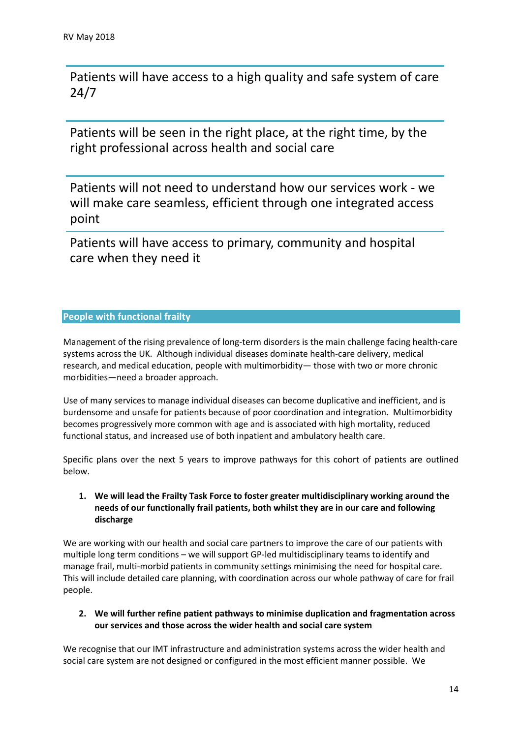Patients will have access to a high quality and safe system of care 24/7

Patients will be seen in the right place, at the right time, by the right professional across health and social care

Patients will not need to understand how our services work - we will make care seamless, efficient through one integrated access point

Patients will have access to primary, community and hospital care when they need it

## People with functional frailty

Management of the rising prevalence of long-term disorders is the main challenge facing health-care systems across the UK. Although individual diseases dominate health-care delivery, medical research, and medical education, people with multimorbidity— those with two or more chronic morbidities—need a broader approach.

Use of many services to manage individual diseases can become duplicative and inefficient, and is burdensome and unsafe for patients because of poor coordination and integration. Multimorbidity becomes progressively more common with age and is associated with high mortality, reduced functional status, and increased use of both inpatient and ambulatory health care.

Specific plans over the next 5 years to improve pathways for this cohort of patients are outlined below.

1. **We will lead the Frailty Task Force to foster greater multidisciplinary working around the needs of our functionally frail patients, both whilst they are in our care and following discharge**

We are working with our health and social care partners to improve the care of our patients with multiple long term conditions – we will support GP-led multidisciplinary teams to identify and manage frail, multi-morbid patients in community settings minimising the need for hospital care. This will include detailed care planning, with coordination across our whole pathway of care for frail people.

2. **We will further refine patient pathways to minimise duplication and fragmentation across our services and those across the wider health and social care system**

We recognise that our IMT infrastructure and administration systems across the wider health and social care system are not designed or configured in the most efficient manner possible. We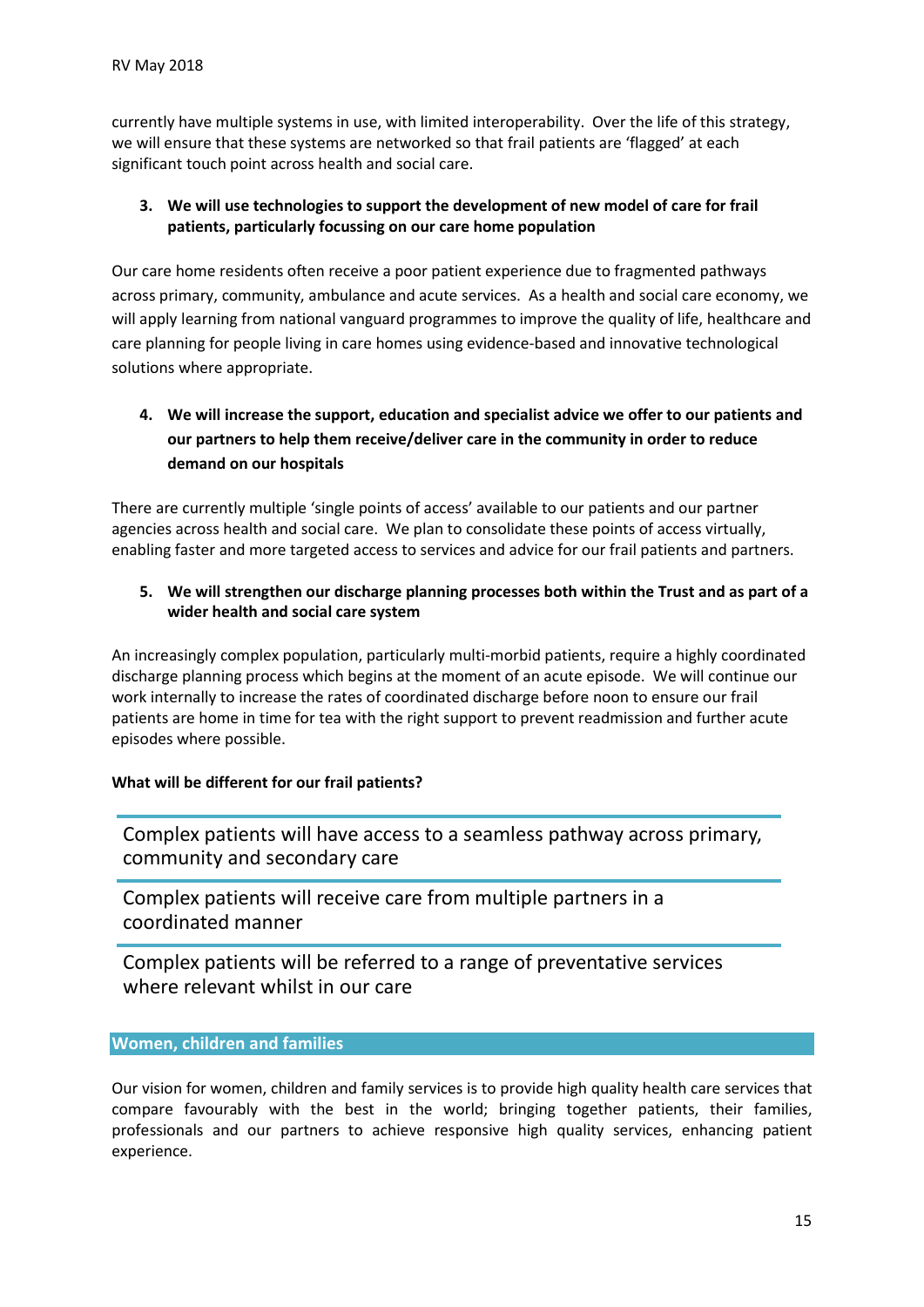currently have multiple systems in use, with limited interoperability. Over the life of this strategy, we will ensure that these systems are networked so that frail patients are 'flagged' at each significant touch point across health and social care.

3. **We will use technologies to support the development of new model of care for frail patients, particularly focussing on our care home population**

Our care home residents often receive a poor patient experience due to fragmented pathways across primary, community, ambulance and acute services. As a health and social care economy, we will apply learning from national vanguard programmes to improve the quality of life, healthcare and care planning for people living in care homes using evidence-based and innovative technological solutions where appropriate.

4. **We will increase the support, education and specialist advice we offer to our patients and our partners to help them receive/deliver care in the community in order to reduce demand on our hospitals**

There are currently multiple 'single points of access' available to our patients and our partner agencies across health and social care. We plan to consolidate these points of access virtually, enabling faster and more targeted access to services and advice for our frail patients and partners.

5. **We will strengthen our discharge planning processes both within the Trust and as part of a wider health and social care system**

An increasingly complex population, particularly multi-morbid patients, require a highly coordinated discharge planning process which begins at the moment of an acute episode. We will continue our work internally to increase the rates of coordinated discharge before noon to ensure our frail patients are home in time for tea with the right support to prevent readmission and further acute episodes where possible.

**What will be different for our frail patients?**

Complex patients will have access to a seamless pathway across primary, community and secondary care

Complex patients will receive care from multiple partners in a coordinated manner

Complex patients will be referred to a range of preventative services where relevant whilst in our care

## Women, children and families

Our vision for women, children and family services is to provide high quality health care services that compare favourably with the best in the world; bringing together patients, their families, professionals and our partners to achieve responsive high quality services, enhancing patient experience.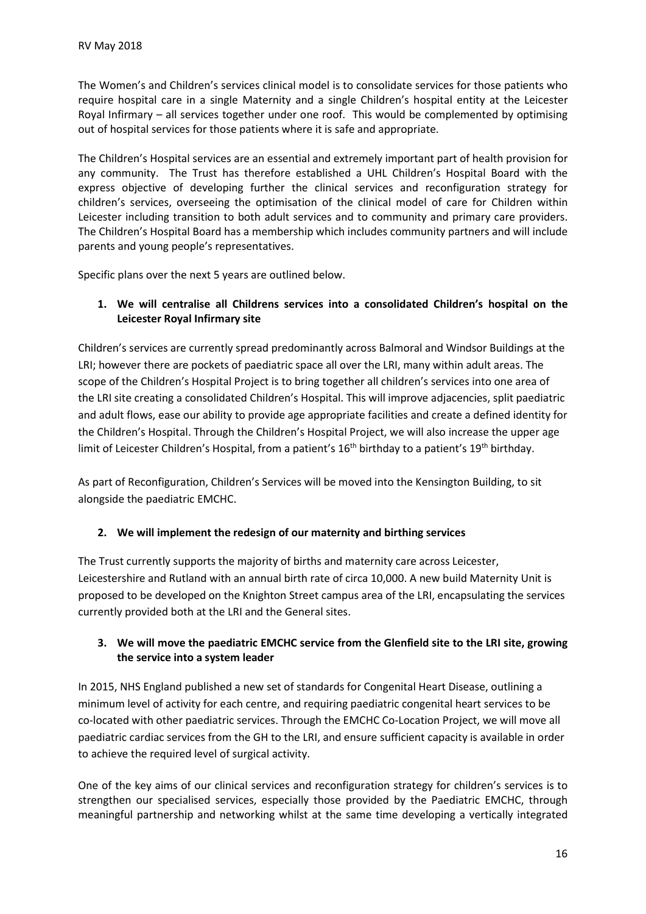The Women's and Children's services clinical model is to consolidate services for those patients who require hospital care in a single Maternity and a single Children's hospital entity at the Leicester Royal Infirmary – all services together under one roof. This would be complemented by optimising out of hospital services for those patients where it is safe and appropriate.

The Children's Hospital services are an essential and extremely important part of health provision for any community. The Trust has therefore established a UHL Children's Hospital Board with the express objective of developing further the clinical services and reconfiguration strategy for children's services, overseeing the optimisation of the clinical model of care for Children within Leicester including transition to both adult services and to community and primary care providers. The Children's Hospital Board has a membership which includes community partners and will include parents and young people's representatives.

Specific plans over the next 5 years are outlined below.

1. **We will centralise all Childrens services into a consolidated Children's hospital on the Leicester Royal Infirmary site**

Children's services are currently spread predominantly across Balmoral and Windsor Buildings at the LRI; however there are pockets of paediatric space all over the LRI, many within adult areas. The scope of the Children's Hospital Project is to bring together all children's services into one area of the LRI site creating a consolidated Children's Hospital. This will improve adjacencies, split paediatric and adult flows, ease our ability to provide age appropriate facilities and create a defined identity for the Children's Hospital. Through the Children's Hospital Project, we will also increase the upper age limit of Leicester Children's Hospital, from a patient's 16th birthday to a patient's 19th birthday.

As part of Reconfiguration, Children's Services will be moved into the Kensington Building, to sit alongside the paediatric EMCHC.

2. **We will implement the redesign of our maternity and birthing services**

The Trust currently supports the majority of births and maternity care across Leicester, Leicestershire and Rutland with an annual birth rate of circa 10,000. A new build Maternity Unit is proposed to be developed on the Knighton Street campus area of the LRI, encapsulating the services currently provided both at the LRI and the General sites.

3. **We will move the paediatric EMCHC service from the Glenfield site to the LRI site, growing the service into a system leader**

In 2015, NHS England published a new set of standards for Congenital Heart Disease, outlining a minimum level of activity for each centre, and requiring paediatric congenital heart services to be co-located with other paediatric services. Through the EMCHC Co-Location Project, we will move all paediatric cardiac services from the GH to the LRI, and ensure sufficient capacity is available in order to achieve the required level of surgical activity.

One of the key aims of our clinical services and reconfiguration strategy for children's services is to strengthen our specialised services, especially those provided by the Paediatric EMCHC, through meaningful partnership and networking whilst at the same time developing a vertically integrated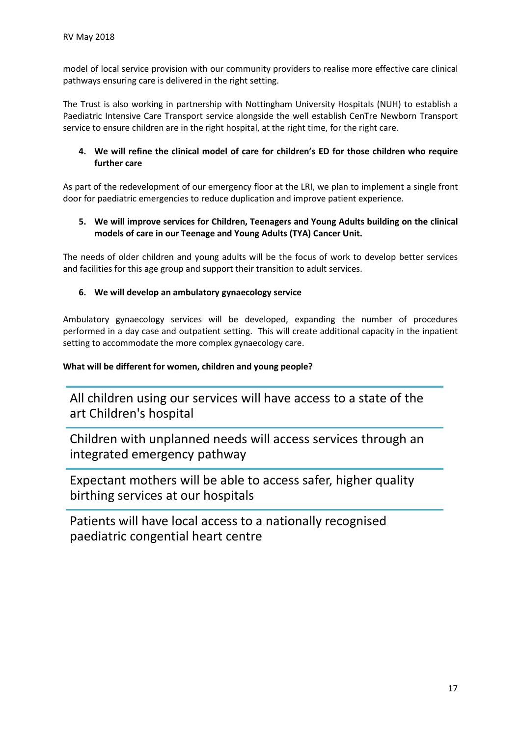model of local service provision with our community providers to realise more effective care clinical pathways ensuring care is delivered in the right setting.

The Trust is also working in partnership with Nottingham University Hospitals (NUH) to establish a Paediatric Intensive Care Transport service alongside the well establish CenTre Newborn Transport service to ensure children are in the right hospital, at the right time, for the right care.

4. **We will refine the clinical model of care for children's ED for those children who require further care**

As part of the redevelopment of our emergency floor at the LRI, we plan to implement a single front door for paediatric emergencies to reduce duplication and improve patient experience.

5. **We will improve services for Children, Teenagers and Young Adults building on the clinical models of care in our Teenage and Young Adults (TYA) Cancer Unit.**

The needs of older children and young adults will be the focus of work to develop better services and facilities for this age group and support their transition to adult services.

6. **We will develop an ambulatory gynaecology service**

Ambulatory gynaecology services will be developed, expanding the number of procedures performed in a day case and outpatient setting. This will create additional capacity in the inpatient setting to accommodate the more complex gynaecology care.

**What will be different for women, children and young people?**

All children using our services will have access to a state of the art Children's hospital

Children with unplanned needs will access services through an integrated emergency pathway

Expectant mothers will be able to access safer, higher quality birthing services at our hospitals

Patients will have local access to a nationally recognised paediatric congential heart centre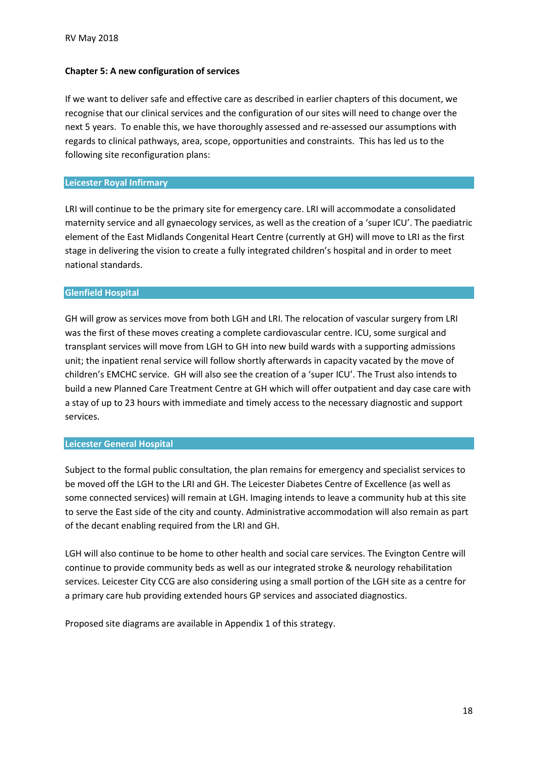## Chapter 5: A new configuration of services

If we want to deliver safe and effective care as described in earlier chapters of this document, we recognise that our clinical services and the configuration of our sites will need to change over the next 5 years. To enable this, we have thoroughly assessed and re-assessed our assumptions with regards to clinical pathways, area, scope, opportunities and constraints. This has led us to the following site reconfiguration plans:

### Leicester Royal Infirmary

LRI will continue to be the primary site for emergency care. LRI will accommodate a consolidated maternity service and all gynaecology services, as well as the creation of a 'super ICU'. The paediatric element of the East Midlands Congenital Heart Centre (currently at GH) will move to LRI as the first stage in delivering the vision to create a fully integrated children's hospital and in order to meet national standards.

### Glenfield Hospital

GH will grow as services move from both LGH and LRI. The relocation of vascular surgery from LRI was the first of these moves creating a complete cardiovascular centre. ICU, some surgical and transplant services will move from LGH to GH into new build wards with a supporting admissions unit; the inpatient renal service will follow shortly afterwards in capacity vacated by the move of children's EMCHC service. GH will also see the creation of a 'super ICU'. The Trust also intends to build a new Planned Care Treatment Centre at GH which will offer outpatient and day case care with a stay of up to 23 hours with immediate and timely access to the necessary diagnostic and support services.

### Leicester General Hospital

Subject to the formal public consultation, the plan remains for emergency and specialist services to be moved off the LGH to the LRI and GH. The Leicester Diabetes Centre of Excellence (as well as some connected services) will remain at LGH. Imaging intends to leave a community hub at this site to serve the East side of the city and county. Administrative accommodation will also remain as part of the decant enabling required from the LRI and GH.

LGH will also continue to be home to other health and social care services. The Evington Centre will continue to provide community beds as well as our integrated stroke & neurology rehabilitation services. Leicester City CCG are also considering using a small portion of the LGH site as a centre for a primary care hub providing extended hours GP services and associated diagnostics.

Proposed site diagrams are available in Appendix 1 of this strategy.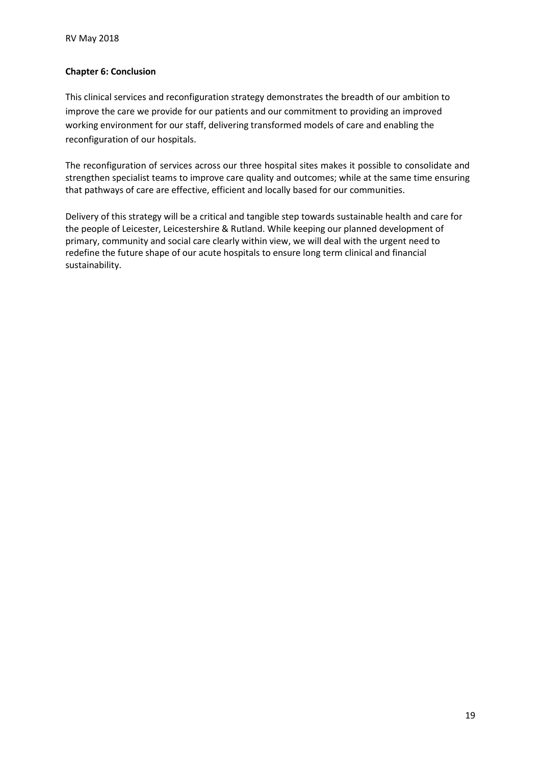**Chapter 6: Conclusion**

This clinical services and reconfiguration strategy demonstrates the breadth of our ambition to improve the care we provide for our patients and our commitment to providing an improved working environment for our staff, delivering transformed models of care and enabling the reconfiguration of our hospitals.

The reconfiguration of services across our three hospital sites makes it possible to consolidate and strengthen specialist teams to improve care quality and outcomes; while at the same time ensuring that pathways of care are effective, efficient and locally based for our communities.

Delivery of this strategy will be a critical and tangible step towards sustainable health and care for the people of Leicester, Leicestershire & Rutland. While keeping our planned development of primary, community and social care clearly within view, we will deal with the urgent need to redefine the future shape of our acute hospitals to ensure long term clinical and financial sustainability.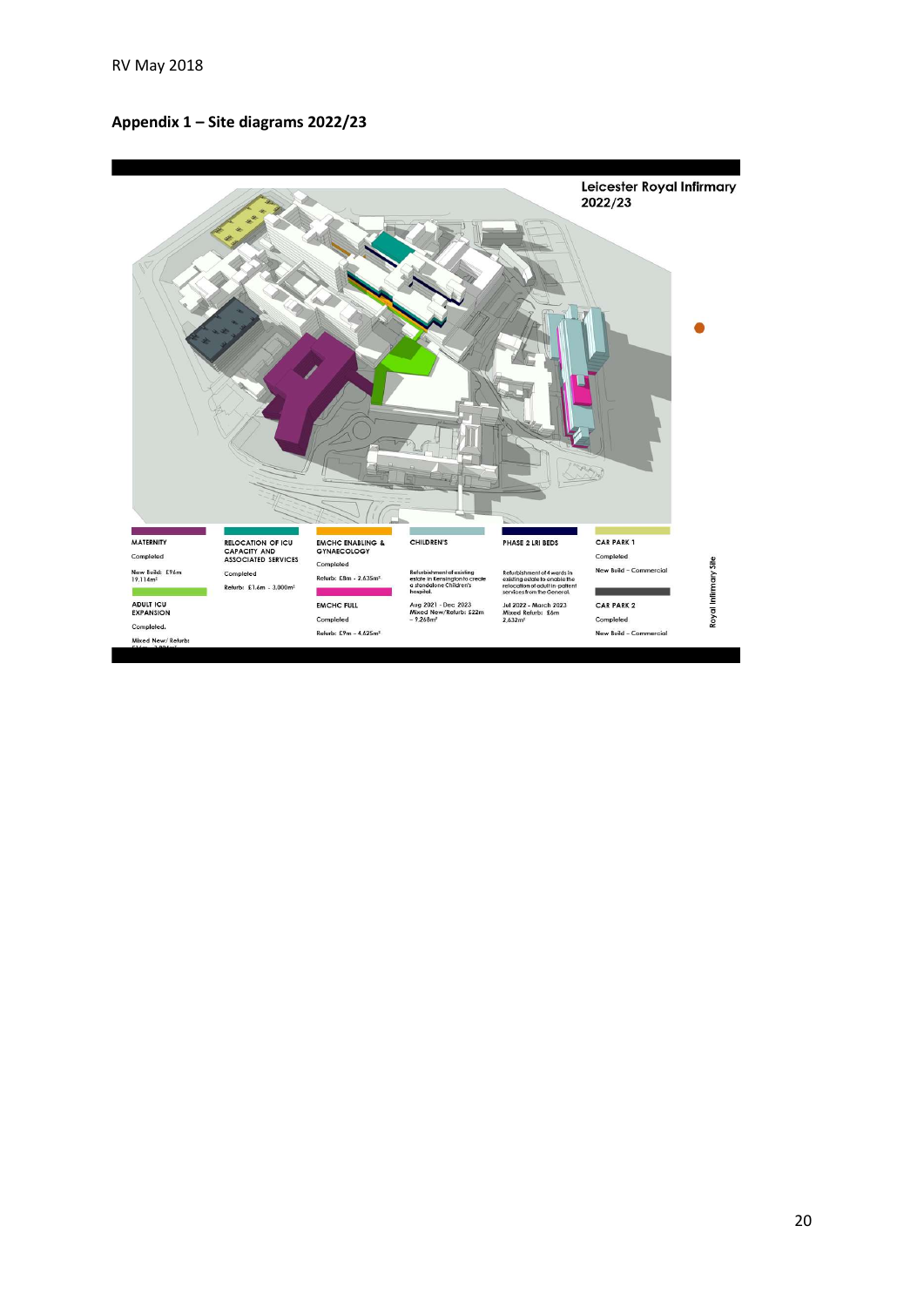## Appendix 1 – Site diagrams 2022/23

**Leicester Royal Infirmary 2022/23**

**MATERNITY**
Completed
New Build: £96m
19,114m²

**ADULT ICU EXPANSION**
Completed.
Mixed New/ Refurb:

**RELOCATION OF ICU CAPACITY AND ASSOCIATED SERVICES**
Completed
Refurb: £1.6m - 3,000m²

**EMCHC ENABLING & GYNAECOLOGY**
Completed
Refurb: £8m - 2,635m²

**EMCHC FULL**
Completed
Refurb: £9m – 4,625m²

**CHILDREN'S**
Refurbishment of existing estate in Kensington to create a standalone Children's hospital.
Aug 2021 - Dec 2023
Mixed New/Refurb: £22m – 9,268m²

**PHASE 2 LRI BEDS**
Refurbishment of 4 wards in existing estate to enable the relocation of adult in-patient services from the General.
Jul 2022 - March 2023
Mixed Refurb: £6m
2,632m²

**CAR PARK 1**
Completed
New Build – Commercial

**CAR PARK 2**
Completed
New Build – Commercial

Royal Infirmary Site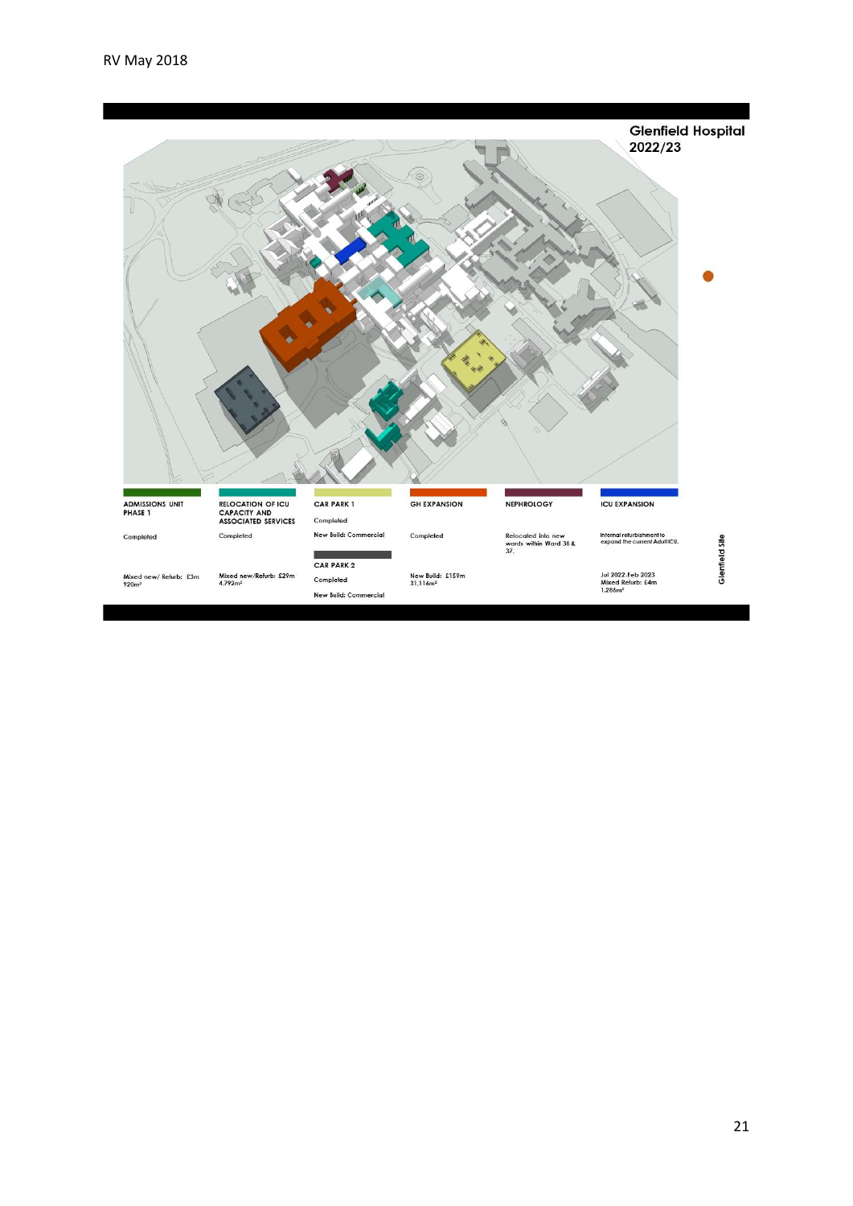## Glenfield Hospital 2022/23

| ADMISSIONS UNIT PHASE 1 | RELOCATION OF ICU CAPACITY AND ASSOCIATED SERVICES | CAR PARK 1 | GH EXPANSION | NEPHROLOGY | ICU EXPANSION |
|---|---|---|---|---|---|
| Completed | Completed | Completed<br>New Build: Commercial | Completed | Relocated into new wards within Ward 36 & 37. | Internal refurbishment to expand the current Adult ICU. |
| | | CAR PARK 2<br>Completed<br>New Build: Commercial | | | |
| Mixed new/ Refurb: £3m<br>920m² | Mixed new/Refurb: £29m<br>4,792m² | | New Build: £159m<br>31,116m² | | Jul 2022-Feb 2023<br>Mixed Refurb: £4m<br>1,286m² |

Glenfield Site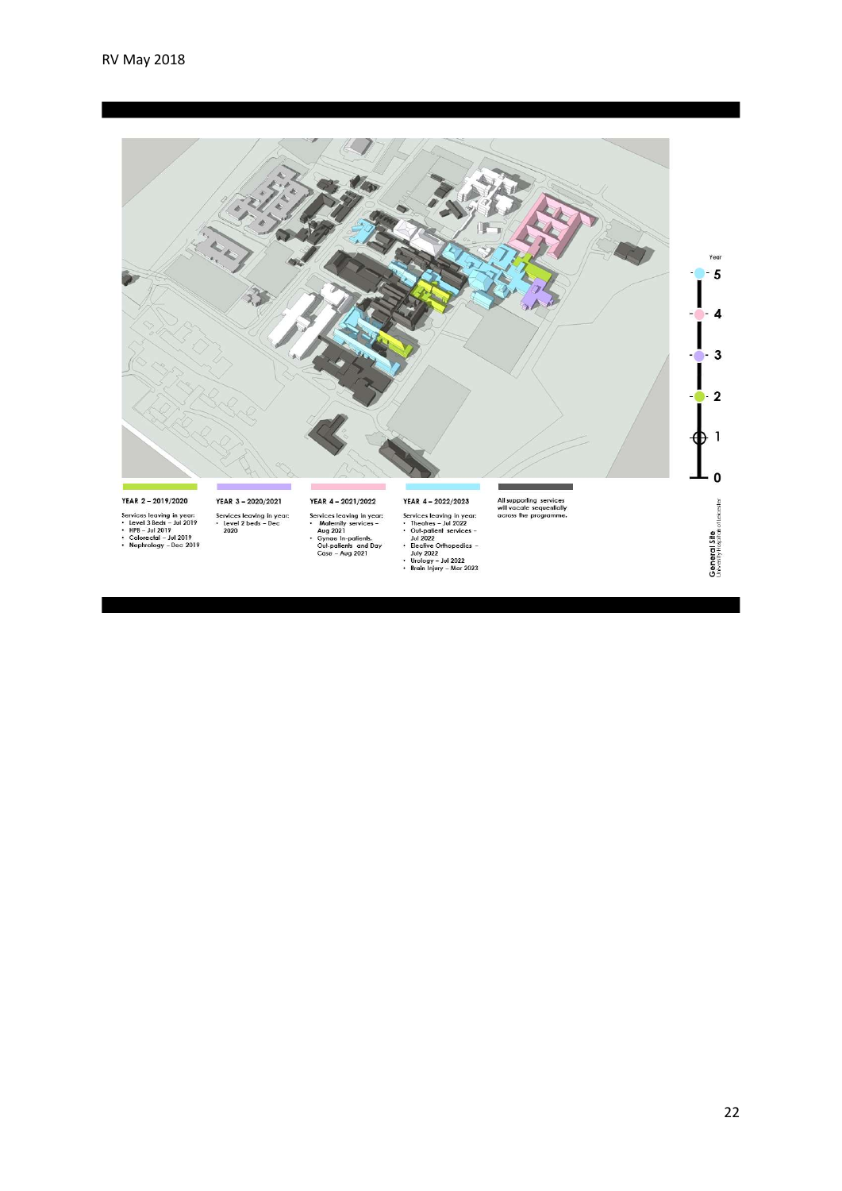Year

5

4

3

2

1

0

YEAR 2 – 2019/2020

Services leaving in year:
- Level 3 Beds – Jul 2019
- HPB – Jul 2019
- Colorectal – Jul 2019
- Nephrology – Dec 2019

YEAR 3 – 2020/2021

Services leaving in year:
- Level 2 beds – Dec 2020

YEAR 4 – 2021/2022

Services leaving in year:
- Maternity services – Aug 2021
- Gynae In-patients, Out-patients and Day Case – Aug 2021

YEAR 4 – 2022/2023

Services leaving in year:
- Theatres – Jul 2022
- Out-patient services – Jul 2022
- Elective Orthopedics – July 2022
- Urology – Jul 2022
- Brain Injury – Mar 2023

All supporting services will vacate sequentially across the programme.

General Site
University Hospitals of Leicester